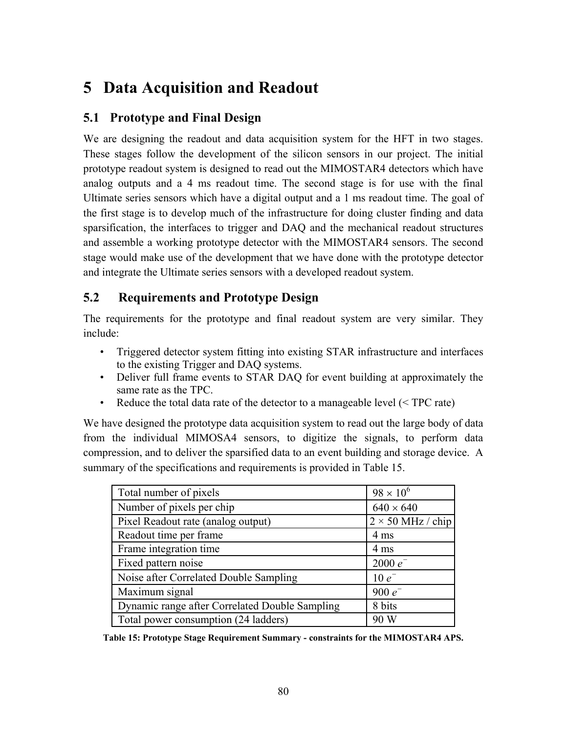# 5 Data Acquisition and Readout

## 5.1 Prototype and Final Design

We are designing the readout and data acquisition system for the HFT in two stages. These stages follow the development of the silicon sensors in our project. The initial prototype readout system is designed to read out the MIMOSTAR4 detectors which have analog outputs and a 4 ms readout time. The second stage is for use with the final Ultimate series sensors which have a digital output and a 1 ms readout time. The goal of the first stage is to develop much of the infrastructure for doing cluster finding and data sparsification, the interfaces to trigger and DAQ and the mechanical readout structures and assemble a working prototype detector with the MIMOSTAR4 sensors. The second stage would make use of the development that we have done with the prototype detector and integrate the Ultimate series sensors with a developed readout system.

## 5.2 Requirements and Prototype Design

The requirements for the prototype and final readout system are very similar. They include:

- Triggered detector system fitting into existing STAR infrastructure and interfaces to the existing Trigger and DAQ systems.
- Deliver full frame events to STAR DAQ for event building at approximately the same rate as the TPC.
- Reduce the total data rate of the detector to a manageable level (< TPC rate)

We have designed the prototype data acquisition system to read out the large body of data from the individual MIMOSA4 sensors, to digitize the signals, to perform data compression, and to deliver the sparsified data to an event building and storage device. A summary of the specifications and requirements is provided in Table 15.

| | |
|---|---|
| Total number of pixels | $98 \times 10^6$ |
| Number of pixels per chip | $640 \times 640$ |
| Pixel Readout rate (analog output) | $2 \times 50$ MHz / chip |
| Readout time per frame | 4 ms |
| Frame integration time | 4 ms |
| Fixed pattern noise | 2000 $e^-$ |
| Noise after Correlated Double Sampling | 10 $e^-$ |
| Maximum signal | 900 $e^-$ |
| Dynamic range after Correlated Double Sampling | 8 bits |
| Total power consumption (24 ladders) | 90 W |

**Table 15: Prototype Stage Requirement Summary - constraints for the MIMOSTAR4 APS.**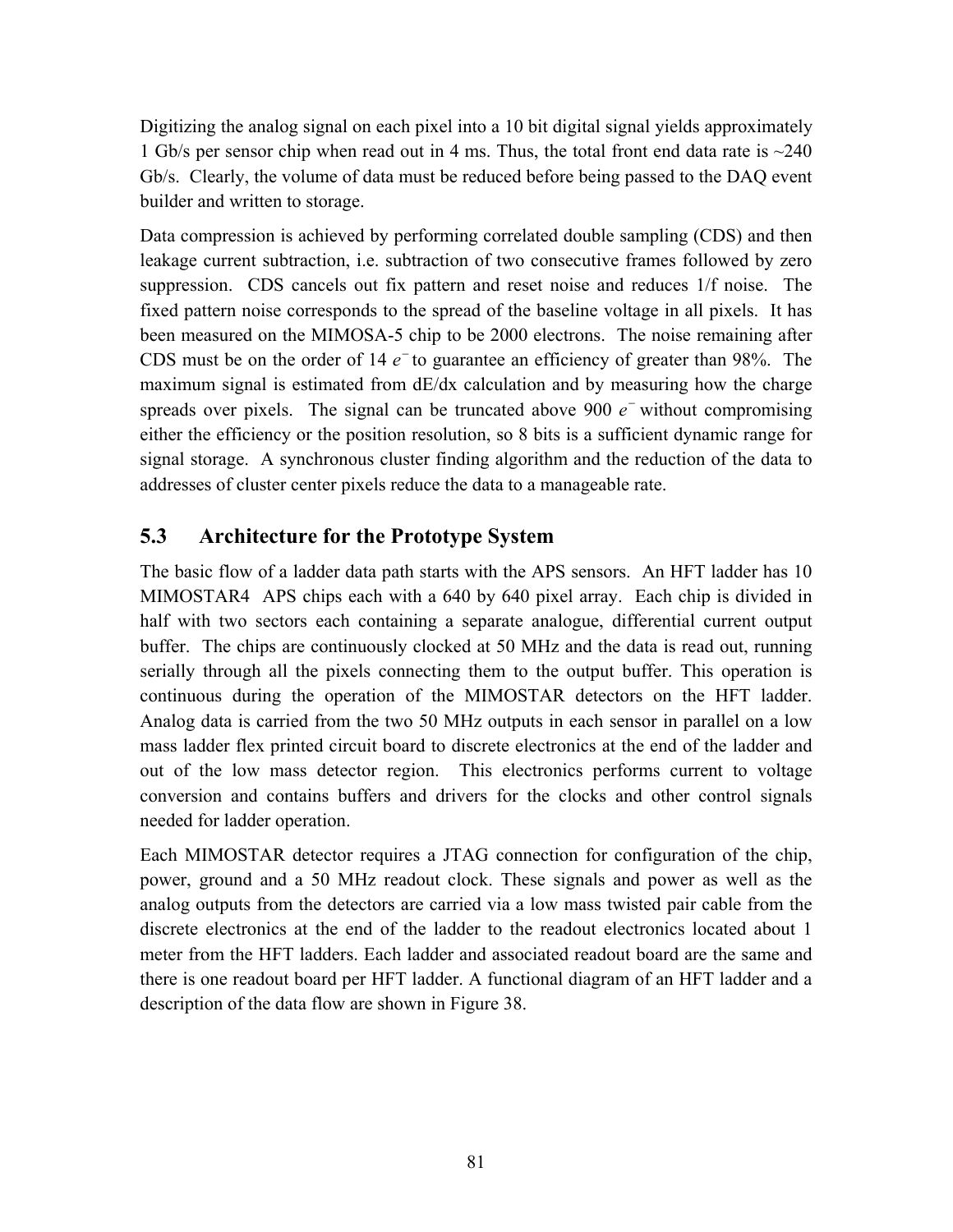Digitizing the analog signal on each pixel into a 10 bit digital signal yields approximately 1 Gb/s per sensor chip when read out in 4 ms. Thus, the total front end data rate is ~240 Gb/s. Clearly, the volume of data must be reduced before being passed to the DAQ event builder and written to storage.

Data compression is achieved by performing correlated double sampling (CDS) and then leakage current subtraction, i.e. subtraction of two consecutive frames followed by zero suppression. CDS cancels out fix pattern and reset noise and reduces 1/f noise. The fixed pattern noise corresponds to the spread of the baseline voltage in all pixels. It has been measured on the MIMOSA-5 chip to be 2000 electrons. The noise remaining after CDS must be on the order of 14 $e^-$ to guarantee an efficiency of greater than 98%. The maximum signal is estimated from dE/dx calculation and by measuring how the charge spreads over pixels. The signal can be truncated above 900 $e^-$ without compromising either the efficiency or the position resolution, so 8 bits is a sufficient dynamic range for signal storage. A synchronous cluster finding algorithm and the reduction of the data to addresses of cluster center pixels reduce the data to a manageable rate.

## 5.3 Architecture for the Prototype System

The basic flow of a ladder data path starts with the APS sensors. An HFT ladder has 10 MIMOSTAR4 APS chips each with a 640 by 640 pixel array. Each chip is divided in half with two sectors each containing a separate analogue, differential current output buffer. The chips are continuously clocked at 50 MHz and the data is read out, running serially through all the pixels connecting them to the output buffer. This operation is continuous during the operation of the MIMOSTAR detectors on the HFT ladder. Analog data is carried from the two 50 MHz outputs in each sensor in parallel on a low mass ladder flex printed circuit board to discrete electronics at the end of the ladder and out of the low mass detector region. This electronics performs current to voltage conversion and contains buffers and drivers for the clocks and other control signals needed for ladder operation.

Each MIMOSTAR detector requires a JTAG connection for configuration of the chip, power, ground and a 50 MHz readout clock. These signals and power as well as the analog outputs from the detectors are carried via a low mass twisted pair cable from the discrete electronics at the end of the ladder to the readout electronics located about 1 meter from the HFT ladders. Each ladder and associated readout board are the same and there is one readout board per HFT ladder. A functional diagram of an HFT ladder and a description of the data flow are shown in Figure 38.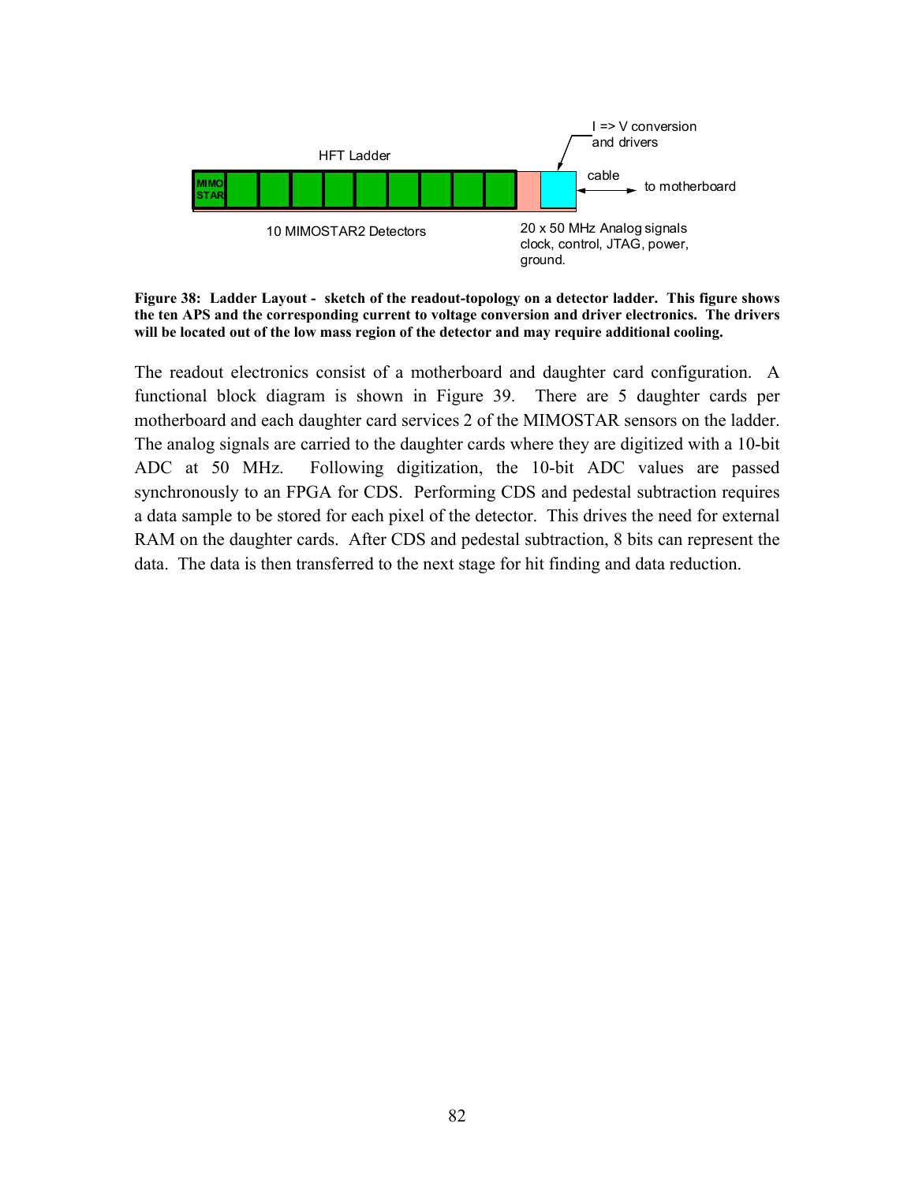HFT Ladder

I => V conversion and drivers

MIMO STAR

cable

to motherboard

10 MIMOSTAR2 Detectors

20 x 50 MHz Analog signals clock, control, JTAG, power, ground.

**Figure 38: Ladder Layout - sketch of the readout-topology on a detector ladder. This figure shows the ten APS and the corresponding current to voltage conversion and driver electronics. The drivers will be located out of the low mass region of the detector and may require additional cooling.**

The readout electronics consist of a motherboard and daughter card configuration. A functional block diagram is shown in Figure 39. There are 5 daughter cards per motherboard and each daughter card services 2 of the MIMOSTAR sensors on the ladder. The analog signals are carried to the daughter cards where they are digitized with a 10-bit ADC at 50 MHz. Following digitization, the 10-bit ADC values are passed synchronously to an FPGA for CDS. Performing CDS and pedestal subtraction requires a data sample to be stored for each pixel of the detector. This drives the need for external RAM on the daughter cards. After CDS and pedestal subtraction, 8 bits can represent the data. The data is then transferred to the next stage for hit finding and data reduction.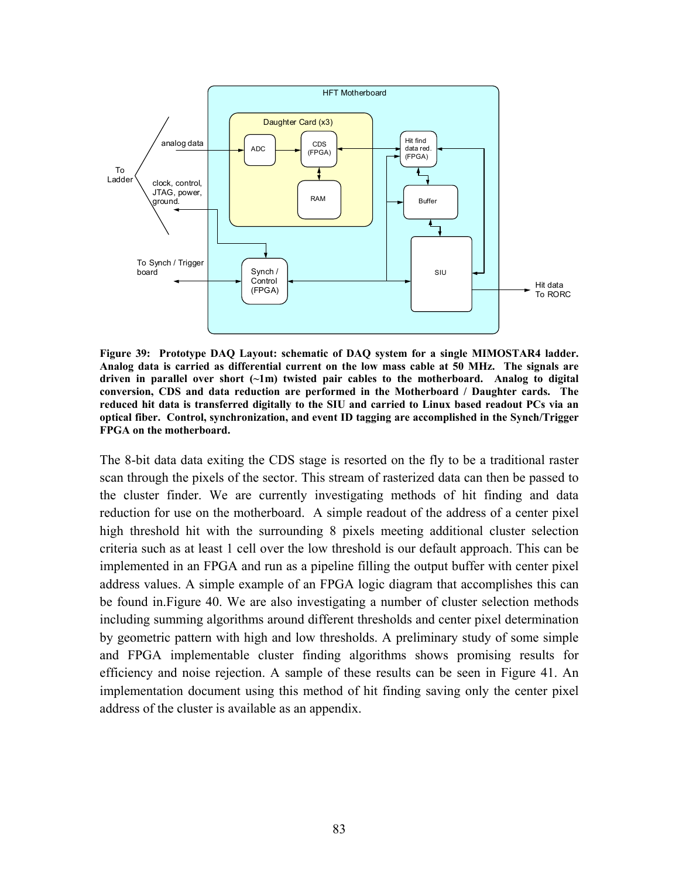**Figure 39: Prototype DAQ Layout: schematic of DAQ system for a single MIMOSTAR4 ladder. Analog data is carried as differential current on the low mass cable at 50 MHz. The signals are driven in parallel over short (~1m) twisted pair cables to the motherboard. Analog to digital conversion, CDS and data reduction are performed in the Motherboard / Daughter cards. The reduced hit data is transferred digitally to the SIU and carried to Linux based readout PCs via an optical fiber. Control, synchronization, and event ID tagging are accomplished in the Synch/Trigger FPGA on the motherboard.**

The 8-bit data data exiting the CDS stage is resorted on the fly to be a traditional raster scan through the pixels of the sector. This stream of rasterized data can then be passed to the cluster finder. We are currently investigating methods of hit finding and data reduction for use on the motherboard. A simple readout of the address of a center pixel high threshold hit with the surrounding 8 pixels meeting additional cluster selection criteria such as at least 1 cell over the low threshold is our default approach. This can be implemented in an FPGA and run as a pipeline filling the output buffer with center pixel address values. A simple example of an FPGA logic diagram that accomplishes this can be found in.Figure 40. We are also investigating a number of cluster selection methods including summing algorithms around different thresholds and center pixel determination by geometric pattern with high and low thresholds. A preliminary study of some simple and FPGA implementable cluster finding algorithms shows promising results for efficiency and noise rejection. A sample of these results can be seen in Figure 41. An implementation document using this method of hit finding saving only the center pixel address of the cluster is available as an appendix.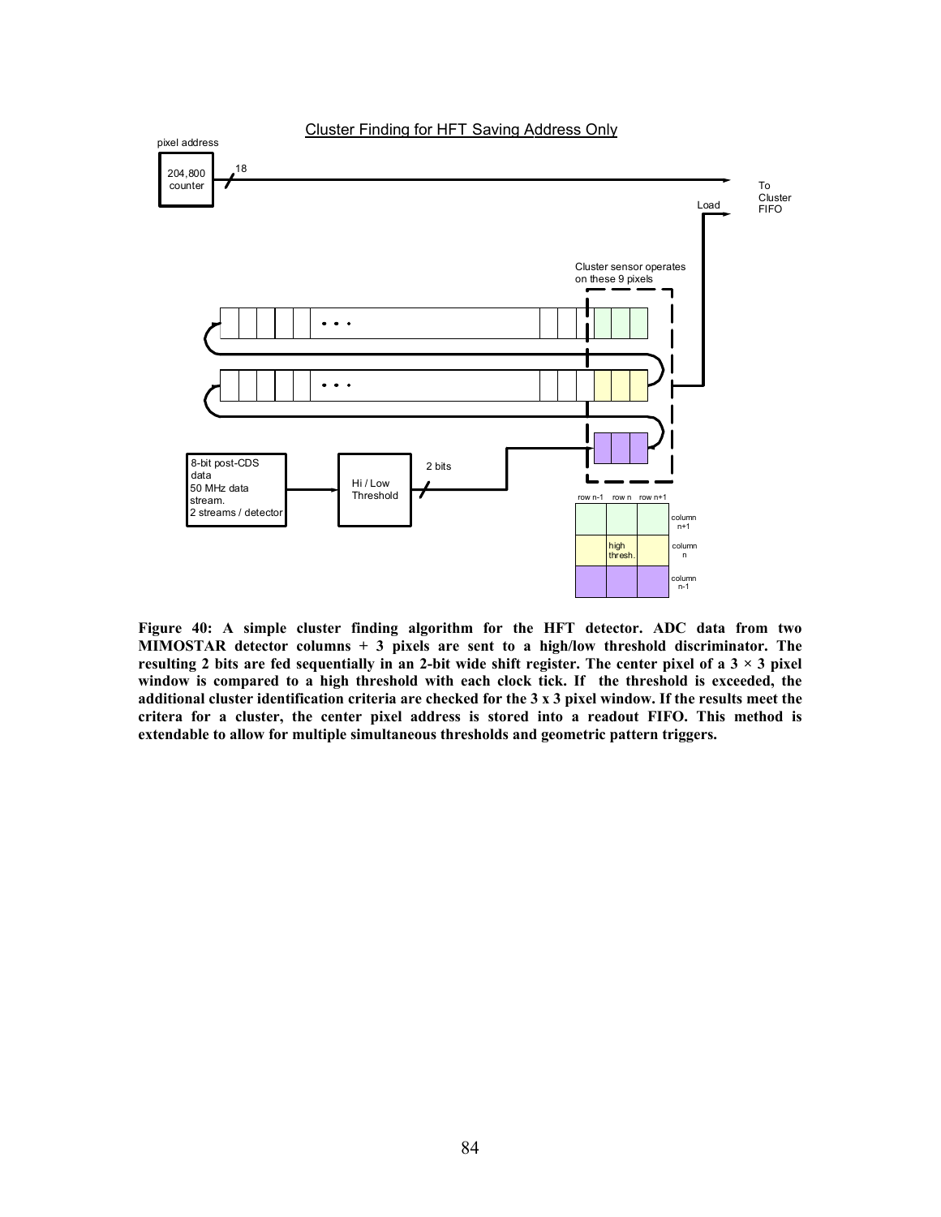Cluster Finding for HFT Saving Address Only

pixel address

204,800 counter

18

To Cluster FIFO

Load

Cluster sensor operates on these 9 pixels

8-bit post-CDS data 50 MHz data stream. 2 streams / detector

Hi / Low Threshold

2 bits

row n-1 row n row n+1

high thresh.

column n+1

column n

column n-1

**Figure 40: A simple cluster finding algorithm for the HFT detector. ADC data from two MIMOSTAR detector columns + 3 pixels are sent to a high/low threshold discriminator. The resulting 2 bits are fed sequentially in an 2-bit wide shift register. The center pixel of a 3 × 3 pixel window is compared to a high threshold with each clock tick. If the threshold is exceeded, the additional cluster identification criteria are checked for the 3 x 3 pixel window. If the results meet the critera for a cluster, the center pixel address is stored into a readout FIFO. This method is extendable to allow for multiple simultaneous thresholds and geometric pattern triggers.**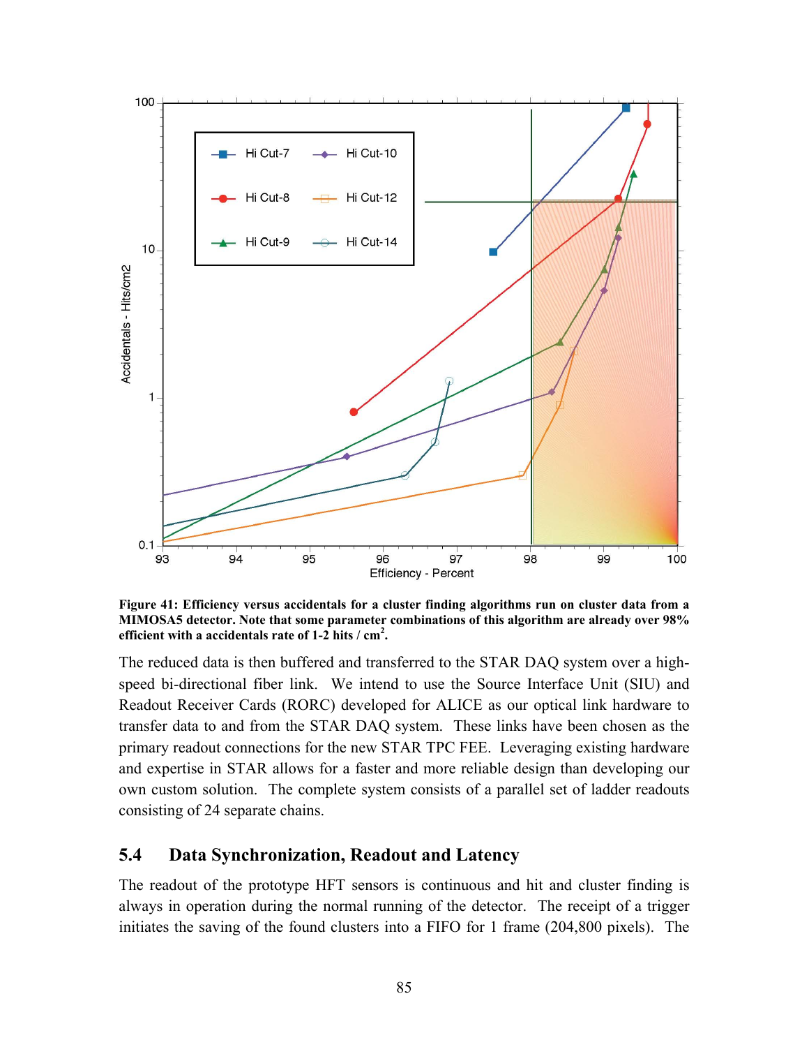**Figure 41: Efficiency versus accidentals for a cluster finding algorithms run on cluster data from a MIMOSA5 detector. Note that some parameter combinations of this algorithm are already over 98% efficient with a accidentals rate of 1-2 hits / cm$^2$.**

The reduced data is then buffered and transferred to the STAR DAQ system over a high-speed bi-directional fiber link. We intend to use the Source Interface Unit (SIU) and Readout Receiver Cards (RORC) developed for ALICE as our optical link hardware to transfer data to and from the STAR DAQ system. These links have been chosen as the primary readout connections for the new STAR TPC FEE. Leveraging existing hardware and expertise in STAR allows for a faster and more reliable design than developing our own custom solution. The complete system consists of a parallel set of ladder readouts consisting of 24 separate chains.

## 5.4 Data Synchronization, Readout and Latency

The readout of the prototype HFT sensors is continuous and hit and cluster finding is always in operation during the normal running of the detector. The receipt of a trigger initiates the saving of the found clusters into a FIFO for 1 frame (204,800 pixels). The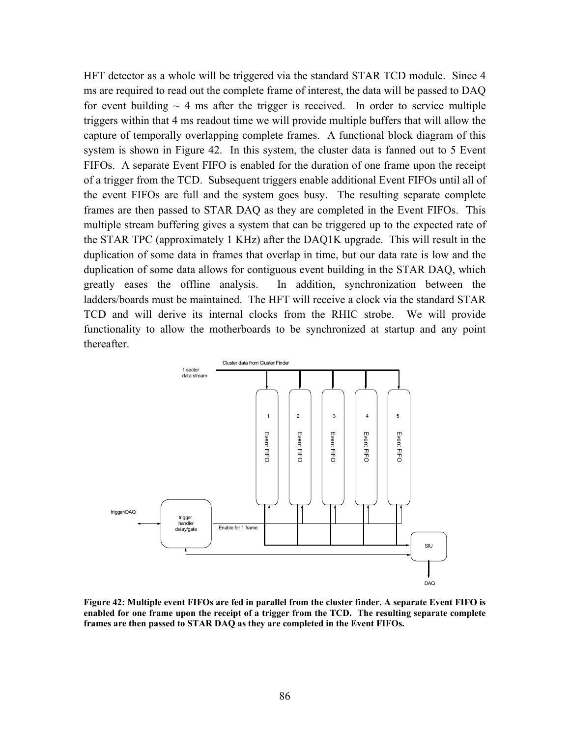HFT detector as a whole will be triggered via the standard STAR TCD module. Since 4 ms are required to read out the complete frame of interest, the data will be passed to DAQ for event building ~ 4 ms after the trigger is received. In order to service multiple triggers within that 4 ms readout time we will provide multiple buffers that will allow the capture of temporally overlapping complete frames. A functional block diagram of this system is shown in Figure 42. In this system, the cluster data is fanned out to 5 Event FIFOs. A separate Event FIFO is enabled for the duration of one frame upon the receipt of a trigger from the TCD. Subsequent triggers enable additional Event FIFOs until all of the event FIFOs are full and the system goes busy. The resulting separate complete frames are then passed to STAR DAQ as they are completed in the Event FIFOs. This multiple stream buffering gives a system that can be triggered up to the expected rate of the STAR TPC (approximately 1 KHz) after the DAQ1K upgrade. This will result in the duplication of some data in frames that overlap in time, but our data rate is low and the duplication of some data allows for contiguous event building in the STAR DAQ, which greatly eases the offline analysis. In addition, synchronization between the ladders/boards must be maintained. The HFT will receive a clock via the standard STAR TCD and will derive its internal clocks from the RHIC strobe. We will provide functionality to allow the motherboards to be synchronized at startup and any point thereafter.

**Figure 42: Multiple event FIFOs are fed in parallel from the cluster finder. A separate Event FIFO is enabled for one frame upon the receipt of a trigger from the TCD. The resulting separate complete frames are then passed to STAR DAQ as they are completed in the Event FIFOs.**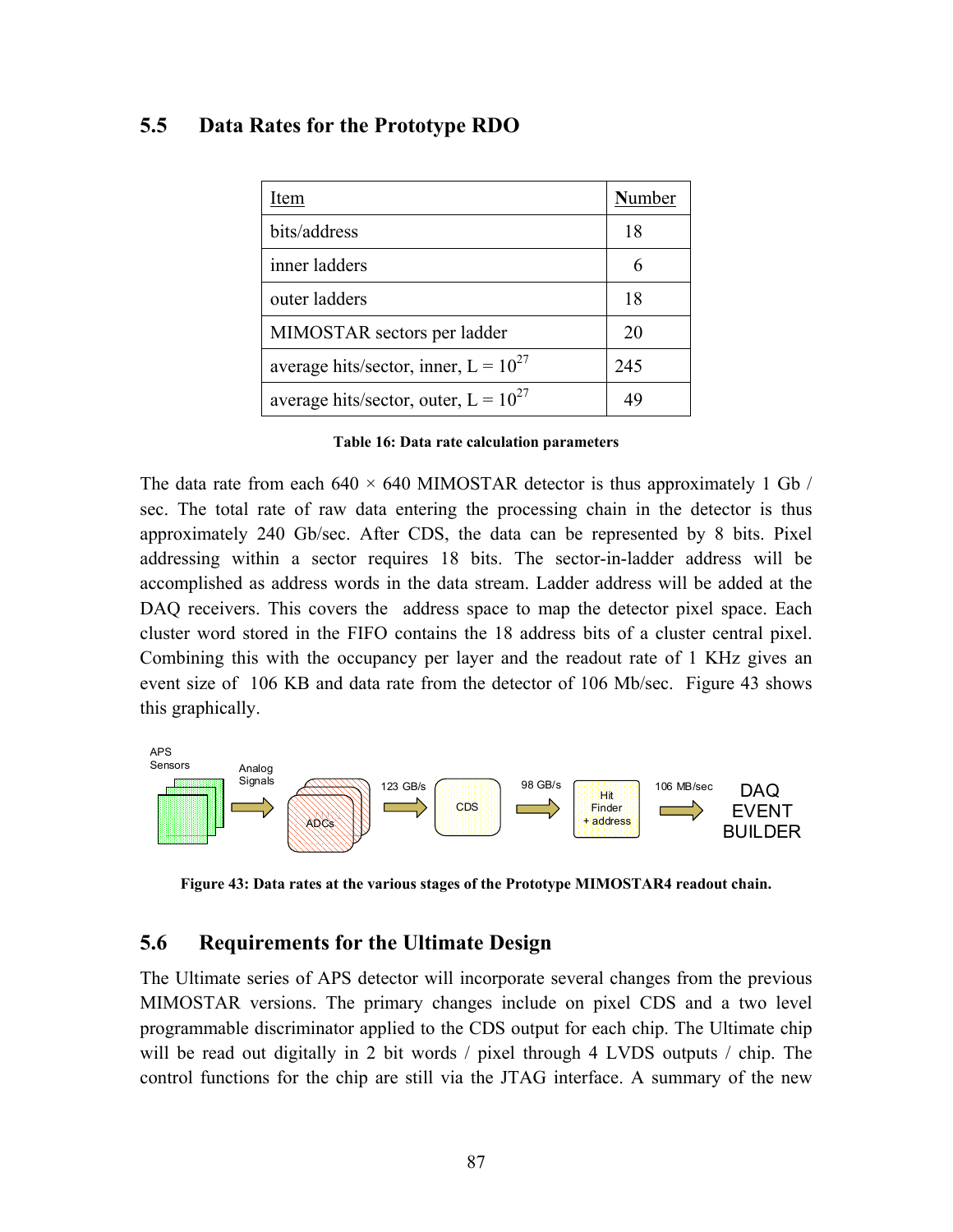## 5.5 Data Rates for the Prototype RDO

| Item | Number |
|---|---|
| bits/address | 18 |
| inner ladders | 6 |
| outer ladders | 18 |
| MIMOSTAR sectors per ladder | 20 |
| average hits/sector, inner, L = $10^{27}$ | 245 |
| average hits/sector, outer, L = $10^{27}$ | 49 |

**Table 16: Data rate calculation parameters**

The data rate from each 640 × 640 MIMOSTAR detector is thus approximately 1 Gb / sec. The total rate of raw data entering the processing chain in the detector is thus approximately 240 Gb/sec. After CDS, the data can be represented by 8 bits. Pixel addressing within a sector requires 18 bits. The sector-in-ladder address will be accomplished as address words in the data stream. Ladder address will be added at the DAQ receivers. This covers the address space to map the detector pixel space. Each cluster word stored in the FIFO contains the 18 address bits of a cluster central pixel. Combining this with the occupancy per layer and the readout rate of 1 KHz gives an event size of 106 KB and data rate from the detector of 106 Mb/sec. Figure 43 shows this graphically.

APS Sensors → Analog Signals → ADCs → 123 GB/s → CDS → 98 GB/s → Hit Finder + address → 106 MB/sec → DAQ EVENT BUILDER

**Figure 43: Data rates at the various stages of the Prototype MIMOSTAR4 readout chain.**

## 5.6 Requirements for the Ultimate Design

The Ultimate series of APS detector will incorporate several changes from the previous MIMOSTAR versions. The primary changes include on pixel CDS and a two level programmable discriminator applied to the CDS output for each chip. The Ultimate chip will be read out digitally in 2 bit words / pixel through 4 LVDS outputs / chip. The control functions for the chip are still via the JTAG interface. A summary of the new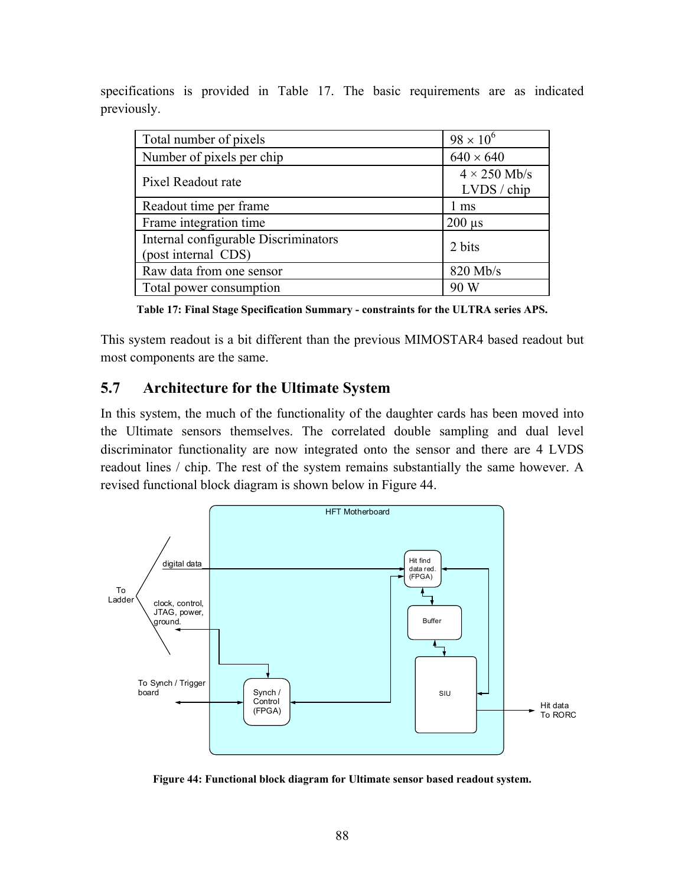specifications is provided in Table 17. The basic requirements are as indicated previously.

| Total number of pixels | $98 \times 10^6$ |
|---|---|
| Number of pixels per chip | $640 \times 640$ |
| Pixel Readout rate | $4 \times 250$ Mb/s LVDS / chip |
| Readout time per frame | 1 ms |
| Frame integration time | 200 µs |
| Internal configurable Discriminators (post internal CDS) | 2 bits |
| Raw data from one sensor | 820 Mb/s |
| Total power consumption | 90 W |

**Table 17: Final Stage Specification Summary - constraints for the ULTRA series APS.**

This system readout is a bit different than the previous MIMOSTAR4 based readout but most components are the same.

## 5.7 Architecture for the Ultimate System

In this system, the much of the functionality of the daughter cards has been moved into the Ultimate sensors themselves. The correlated double sampling and dual level discriminator functionality are now integrated onto the sensor and there are 4 LVDS readout lines / chip. The rest of the system remains substantially the same however. A revised functional block diagram is shown below in Figure 44.

**Figure 44: Functional block diagram for Ultimate sensor based readout system.**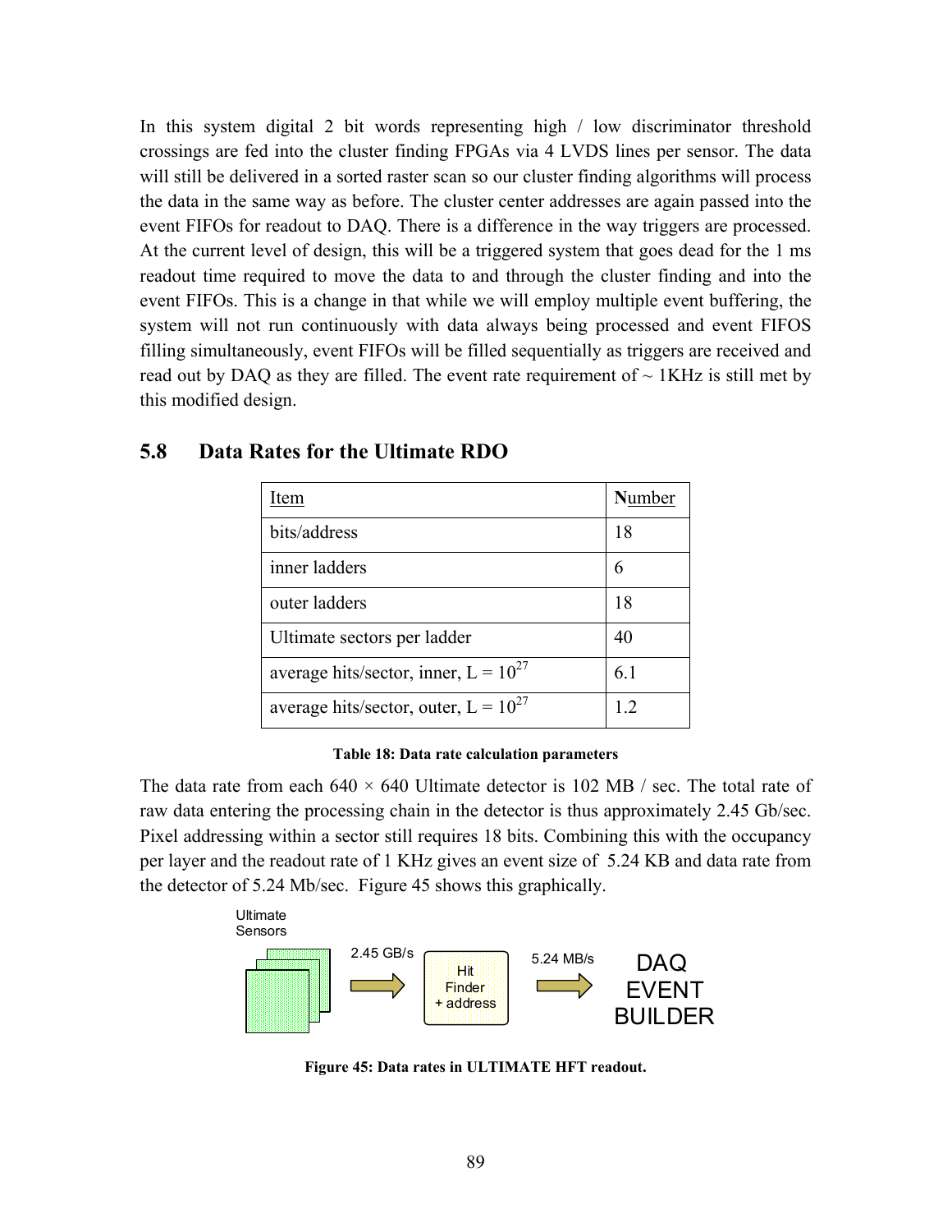In this system digital 2 bit words representing high / low discriminator threshold crossings are fed into the cluster finding FPGAs via 4 LVDS lines per sensor. The data will still be delivered in a sorted raster scan so our cluster finding algorithms will process the data in the same way as before. The cluster center addresses are again passed into the event FIFOs for readout to DAQ. There is a difference in the way triggers are processed. At the current level of design, this will be a triggered system that goes dead for the 1 ms readout time required to move the data to and through the cluster finding and into the event FIFOs. This is a change in that while we will employ multiple event buffering, the system will not run continuously with data always being processed and event FIFOS filling simultaneously, event FIFOs will be filled sequentially as triggers are received and read out by DAQ as they are filled. The event rate requirement of ~ 1KHz is still met by this modified design.

## 5.8 Data Rates for the Ultimate RDO

| Item | Number |
|---|---|
| bits/address | 18 |
| inner ladders | 6 |
| outer ladders | 18 |
| Ultimate sectors per ladder | 40 |
| average hits/sector, inner, $L = 10^{27}$ | 6.1 |
| average hits/sector, outer, $L = 10^{27}$ | 1.2 |

**Table 18: Data rate calculation parameters**

The data rate from each 640 × 640 Ultimate detector is 102 MB / sec. The total rate of raw data entering the processing chain in the detector is thus approximately 2.45 Gb/sec. Pixel addressing within a sector still requires 18 bits. Combining this with the occupancy per layer and the readout rate of 1 KHz gives an event size of 5.24 KB and data rate from the detector of 5.24 Mb/sec. Figure 45 shows this graphically.

Ultimate Sensors → 2.45 GB/s → Hit Finder + address → 5.24 MB/s → DAQ EVENT BUILDER

**Figure 45: Data rates in ULTIMATE HFT readout.**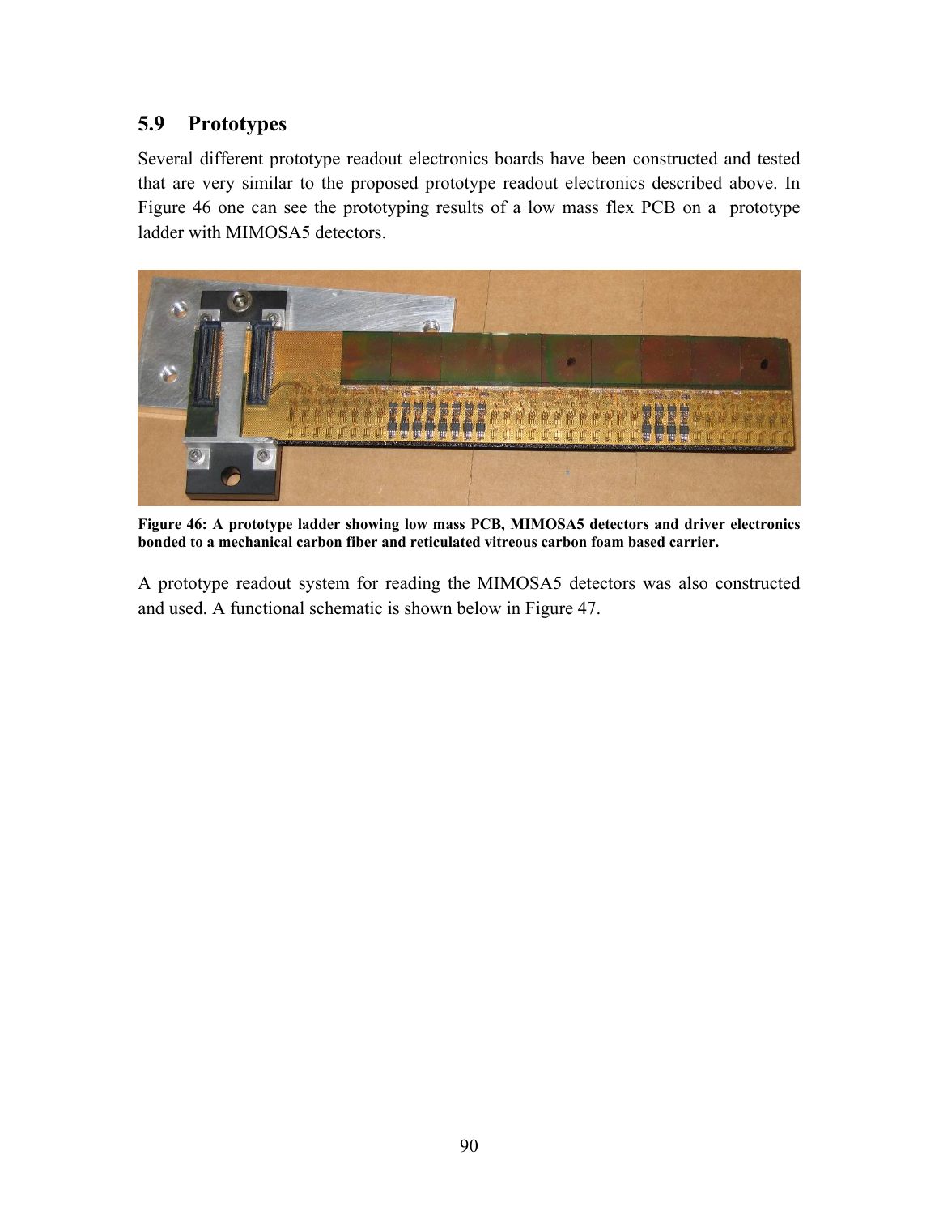## 5.9 Prototypes

Several different prototype readout electronics boards have been constructed and tested that are very similar to the proposed prototype readout electronics described above. In Figure 46 one can see the prototyping results of a low mass flex PCB on a prototype ladder with MIMOSA5 detectors.

**Figure 46: A prototype ladder showing low mass PCB, MIMOSA5 detectors and driver electronics bonded to a mechanical carbon fiber and reticulated vitreous carbon foam based carrier.**

A prototype readout system for reading the MIMOSA5 detectors was also constructed and used. A functional schematic is shown below in Figure 47.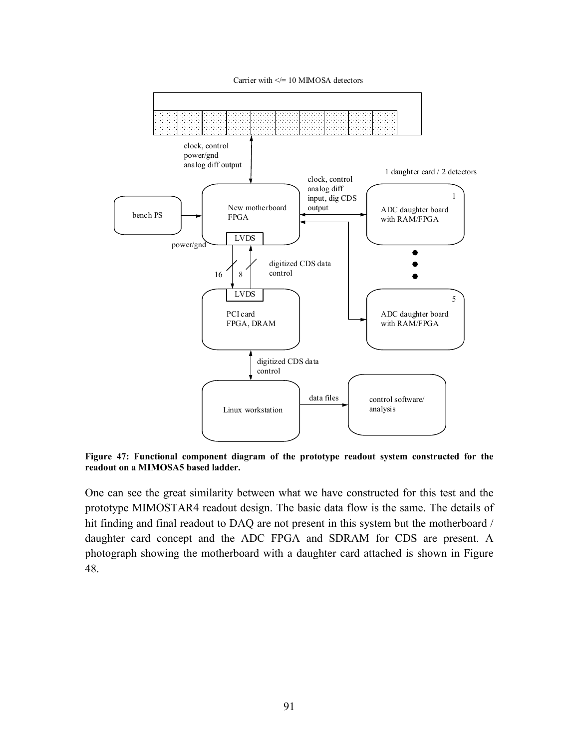**Figure 47: Functional component diagram of the prototype readout system constructed for the readout on a MIMOSA5 based ladder.**

One can see the great similarity between what we have constructed for this test and the prototype MIMOSTAR4 readout design. The basic data flow is the same. The details of hit finding and final readout to DAQ are not present in this system but the motherboard / daughter card concept and the ADC FPGA and SDRAM for CDS are present. A photograph showing the motherboard with a daughter card attached is shown in Figure 48.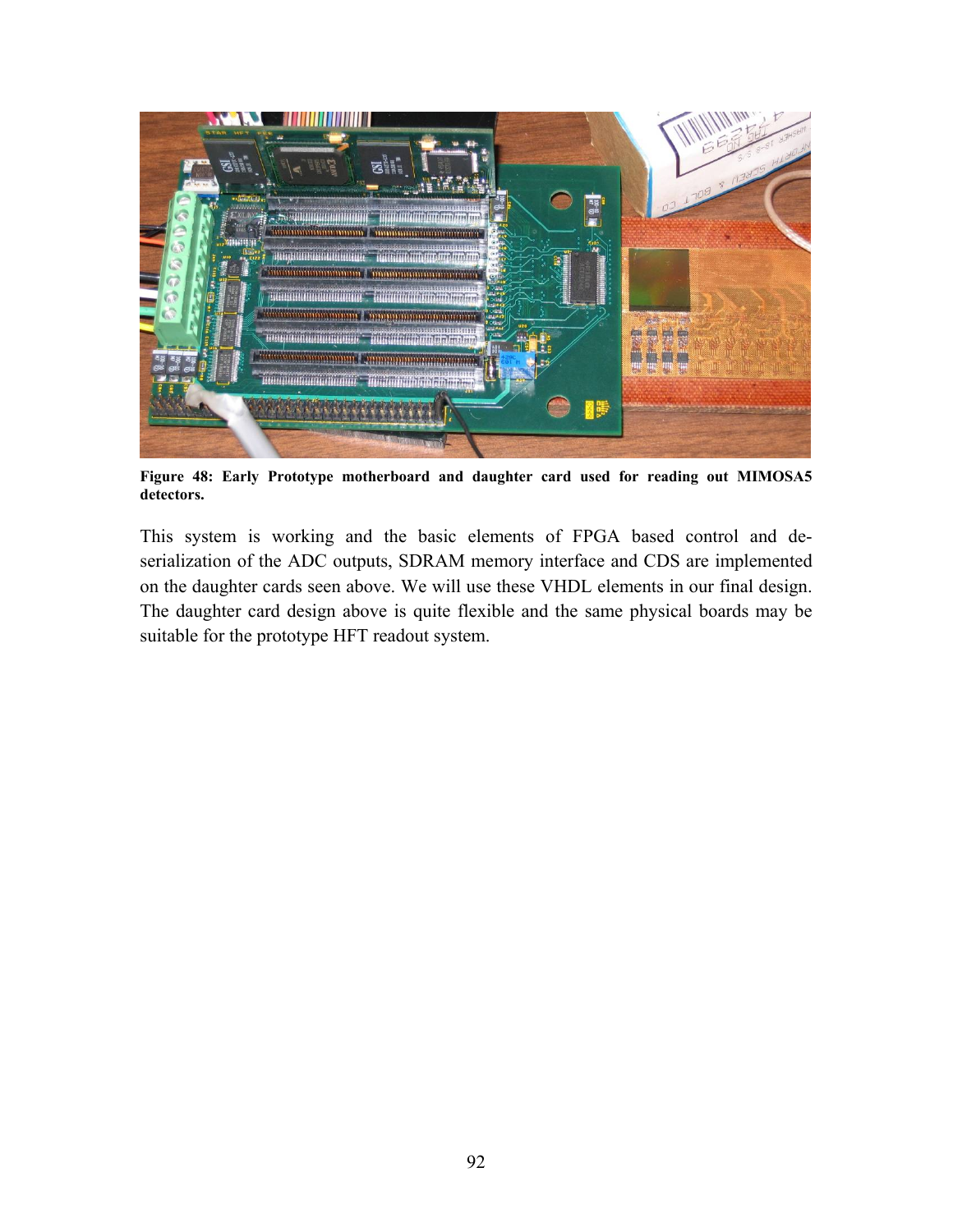**Figure 48: Early Prototype motherboard and daughter card used for reading out MIMOSA5 detectors.**

This system is working and the basic elements of FPGA based control and de-serialization of the ADC outputs, SDRAM memory interface and CDS are implemented on the daughter cards seen above. We will use these VHDL elements in our final design. The daughter card design above is quite flexible and the same physical boards may be suitable for the prototype HFT readout system.